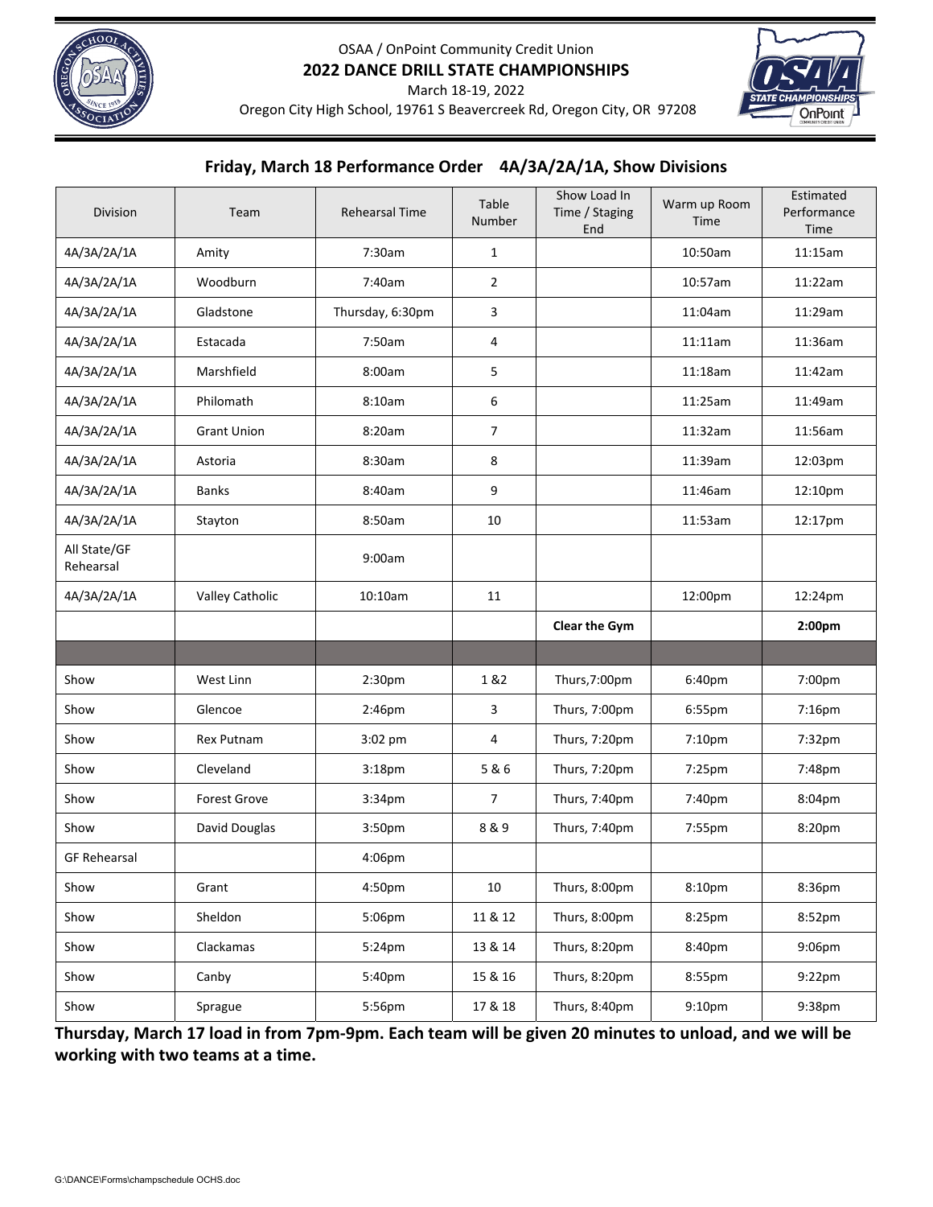OSAA / OnPoint Community Credit Union

**2022 DANCE DRILL STATE CHAMPIONSHIPS**

March 18-19, 2022

Oregon City High School, 19761 S Beavercreek Rd, Oregon City, OR 97208

## Friday, March 18 Performance Order 4A/3A/2A/1A, Show Divisions

| Division | Team | Rehearsal Time | Table Number | Show Load In Time / Staging End | Warm up Room Time | Estimated Performance Time |
|---|---|---|---|---|---|---|
| 4A/3A/2A/1A | Amity | 7:30am | 1 | | 10:50am | 11:15am |
| 4A/3A/2A/1A | Woodburn | 7:40am | 2 | | 10:57am | 11:22am |
| 4A/3A/2A/1A | Gladstone | Thursday, 6:30pm | 3 | | 11:04am | 11:29am |
| 4A/3A/2A/1A | Estacada | 7:50am | 4 | | 11:11am | 11:36am |
| 4A/3A/2A/1A | Marshfield | 8:00am | 5 | | 11:18am | 11:42am |
| 4A/3A/2A/1A | Philomath | 8:10am | 6 | | 11:25am | 11:49am |
| 4A/3A/2A/1A | Grant Union | 8:20am | 7 | | 11:32am | 11:56am |
| 4A/3A/2A/1A | Astoria | 8:30am | 8 | | 11:39am | 12:03pm |
| 4A/3A/2A/1A | Banks | 8:40am | 9 | | 11:46am | 12:10pm |
| 4A/3A/2A/1A | Stayton | 8:50am | 10 | | 11:53am | 12:17pm |
| All State/GF Rehearsal | | 9:00am | | | | |
| 4A/3A/2A/1A | Valley Catholic | 10:10am | 11 | | 12:00pm | 12:24pm |
| | | | | **Clear the Gym** | | **2:00pm** |
| | | | | | | |
| Show | West Linn | 2:30pm | 1 &2 | Thurs,7:00pm | 6:40pm | 7:00pm |
| Show | Glencoe | 2:46pm | 3 | Thurs, 7:00pm | 6:55pm | 7:16pm |
| Show | Rex Putnam | 3:02 pm | 4 | Thurs, 7:20pm | 7:10pm | 7:32pm |
| Show | Cleveland | 3:18pm | 5 & 6 | Thurs, 7:20pm | 7:25pm | 7:48pm |
| Show | Forest Grove | 3:34pm | 7 | Thurs, 7:40pm | 7:40pm | 8:04pm |
| Show | David Douglas | 3:50pm | 8 & 9 | Thurs, 7:40pm | 7:55pm | 8:20pm |
| GF Rehearsal | | 4:06pm | | | | |
| Show | Grant | 4:50pm | 10 | Thurs, 8:00pm | 8:10pm | 8:36pm |
| Show | Sheldon | 5:06pm | 11 & 12 | Thurs, 8:00pm | 8:25pm | 8:52pm |
| Show | Clackamas | 5:24pm | 13 & 14 | Thurs, 8:20pm | 8:40pm | 9:06pm |
| Show | Canby | 5:40pm | 15 & 16 | Thurs, 8:20pm | 8:55pm | 9:22pm |
| Show | Sprague | 5:56pm | 17 & 18 | Thurs, 8:40pm | 9:10pm | 9:38pm |

**Thursday, March 17 load in from 7pm-9pm. Each team will be given 20 minutes to unload, and we will be working with two teams at a time.**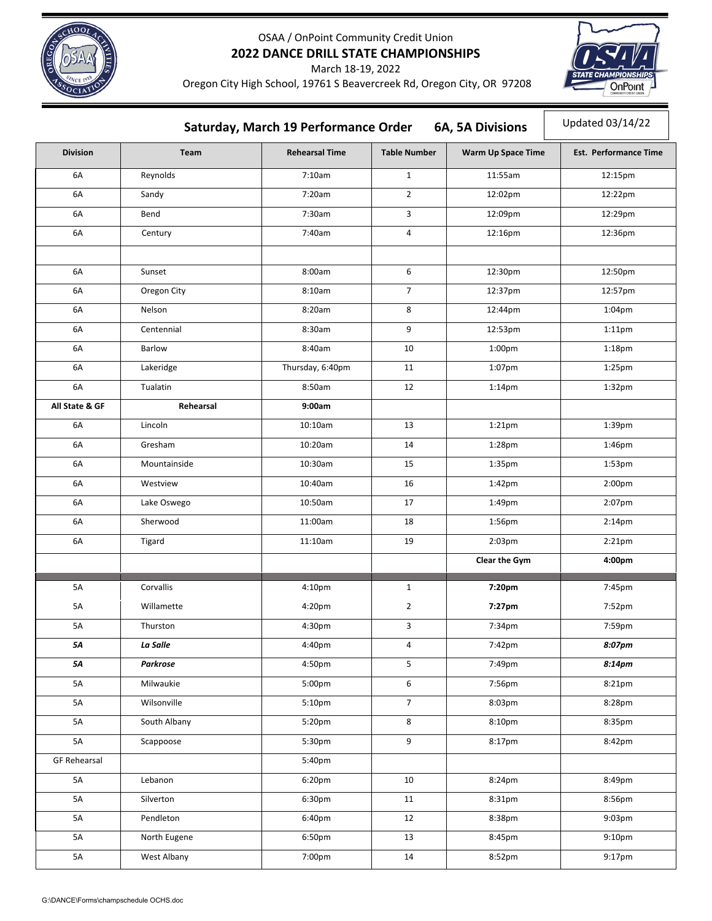OSAA / OnPoint Community Credit Union

**2022 DANCE DRILL STATE CHAMPIONSHIPS**

March 18-19, 2022

Oregon City High School, 19761 S Beavercreek Rd, Oregon City, OR 97208

## Saturday, March 19 Performance Order 6A, 5A Divisions

Updated 03/14/22

| Division | Team | Rehearsal Time | Table Number | Warm Up Space Time | Est. Performance Time |
|---|---|---|---|---|---|
| 6A | Reynolds | 7:10am | 1 | 11:55am | 12:15pm |
| 6A | Sandy | 7:20am | 2 | 12:02pm | 12:22pm |
| 6A | Bend | 7:30am | 3 | 12:09pm | 12:29pm |
| 6A | Century | 7:40am | 4 | 12:16pm | 12:36pm |
| | | | | | |
| 6A | Sunset | 8:00am | 6 | 12:30pm | 12:50pm |
| 6A | Oregon City | 8:10am | 7 | 12:37pm | 12:57pm |
| 6A | Nelson | 8:20am | 8 | 12:44pm | 1:04pm |
| 6A | Centennial | 8:30am | 9 | 12:53pm | 1:11pm |
| 6A | Barlow | 8:40am | 10 | 1:00pm | 1:18pm |
| 6A | Lakeridge | Thursday, 6:40pm | 11 | 1:07pm | 1:25pm |
| 6A | Tualatin | 8:50am | 12 | 1:14pm | 1:32pm |
| **All State & GF** | **Rehearsal** | **9:00am** | | | |
| 6A | Lincoln | 10:10am | 13 | 1:21pm | 1:39pm |
| 6A | Gresham | 10:20am | 14 | 1:28pm | 1:46pm |
| 6A | Mountainside | 10:30am | 15 | 1:35pm | 1:53pm |
| 6A | Westview | 10:40am | 16 | 1:42pm | 2:00pm |
| 6A | Lake Oswego | 10:50am | 17 | 1:49pm | 2:07pm |
| 6A | Sherwood | 11:00am | 18 | 1:56pm | 2:14pm |
| 6A | Tigard | 11:10am | 19 | 2:03pm | 2:21pm |
| | | | | **Clear the Gym** | **4:00pm** |
| 5A | Corvallis | 4:10pm | 1 | **7:20pm** | 7:45pm |
| 5A | Willamette | 4:20pm | 2 | **7:27pm** | 7:52pm |
| 5A | Thurston | 4:30pm | 3 | 7:34pm | 7:59pm |
| ***5A*** | ***La Salle*** | 4:40pm | 4 | 7:42pm | ***8:07pm*** |
| ***5A*** | ***Parkrose*** | 4:50pm | 5 | 7:49pm | ***8:14pm*** |
| 5A | Milwaukie | 5:00pm | 6 | 7:56pm | 8:21pm |
| 5A | Wilsonville | 5:10pm | 7 | 8:03pm | 8:28pm |
| 5A | South Albany | 5:20pm | 8 | 8:10pm | 8:35pm |
| 5A | Scappoose | 5:30pm | 9 | 8:17pm | 8:42pm |
| GF Rehearsal | | 5:40pm | | | |
| 5A | Lebanon | 6:20pm | 10 | 8:24pm | 8:49pm |
| 5A | Silverton | 6:30pm | 11 | 8:31pm | 8:56pm |
| 5A | Pendleton | 6:40pm | 12 | 8:38pm | 9:03pm |
| 5A | North Eugene | 6:50pm | 13 | 8:45pm | 9:10pm |
| 5A | West Albany | 7:00pm | 14 | 8:52pm | 9:17pm |

G:\DANCE\Forms\champschedule OCHS.doc